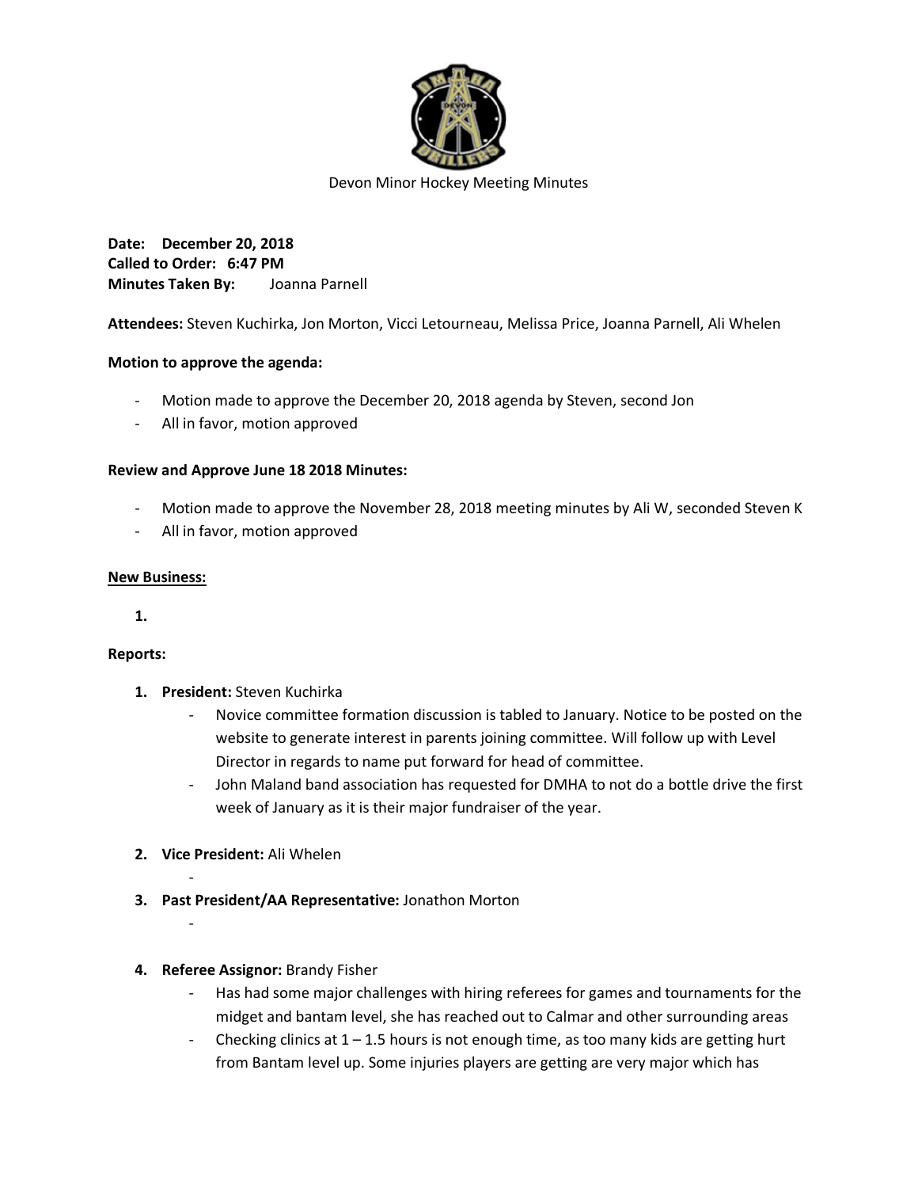Devon Minor Hockey Meeting Minutes

**Date: December 20, 2018**
**Called to Order: 6:47 PM**
**Minutes Taken By:** Joanna Parnell

**Attendees:** Steven Kuchirka, Jon Morton, Vicci Letourneau, Melissa Price, Joanna Parnell, Ali Whelen

**Motion to approve the agenda:**

- Motion made to approve the December 20, 2018 agenda by Steven, second Jon
- All in favor, motion approved

**Review and Approve June 18 2018 Minutes:**

- Motion made to approve the November 28, 2018 meeting minutes by Ali W, seconded Steven K
- All in favor, motion approved

**New Business:**

1.

**Reports:**

1. **President:** Steven Kuchirka
   - Novice committee formation discussion is tabled to January. Notice to be posted on the website to generate interest in parents joining committee. Will follow up with Level Director in regards to name put forward for head of committee.
   - John Maland band association has requested for DMHA to not do a bottle drive the first week of January as it is their major fundraiser of the year.
2. **Vice President:** Ali Whelen
   -
3. **Past President/AA Representative:** Jonathon Morton
   -
4. **Referee Assignor:** Brandy Fisher
   - Has had some major challenges with hiring referees for games and tournaments for the midget and bantam level, she has reached out to Calmar and other surrounding areas
   - Checking clinics at 1 – 1.5 hours is not enough time, as too many kids are getting hurt from Bantam level up. Some injuries players are getting are very major which has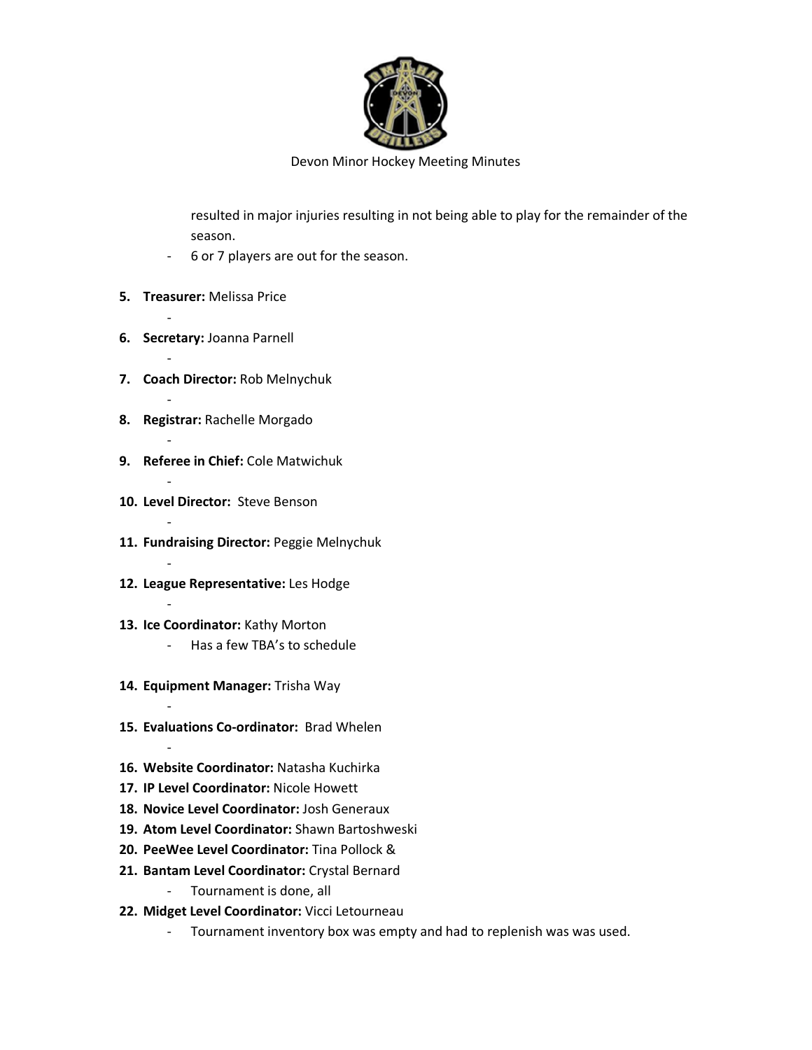resulted in major injuries resulting in not being able to play for the remainder of the season.

- 6 or 7 players are out for the season.

5. **Treasurer:** Melissa Price
   -
6. **Secretary:** Joanna Parnell
   -
7. **Coach Director:** Rob Melnychuk
   -
8. **Registrar:** Rachelle Morgado
   -
9. **Referee in Chief:** Cole Matwichuk
   -
10. **Level Director:** Steve Benson
    -
11. **Fundraising Director:** Peggie Melnychuk
    -
12. **League Representative:** Les Hodge
    -
13. **Ice Coordinator:** Kathy Morton
    - Has a few TBA's to schedule
14. **Equipment Manager:** Trisha Way
    -
15. **Evaluations Co-ordinator:** Brad Whelen
    -
16. **Website Coordinator:** Natasha Kuchirka
17. **IP Level Coordinator:** Nicole Howett
18. **Novice Level Coordinator:** Josh Generaux
19. **Atom Level Coordinator:** Shawn Bartoshweski
20. **PeeWee Level Coordinator:** Tina Pollock &
21. **Bantam Level Coordinator:** Crystal Bernard
    - Tournament is done, all
22. **Midget Level Coordinator:** Vicci Letourneau
    - Tournament inventory box was empty and had to replenish was was used.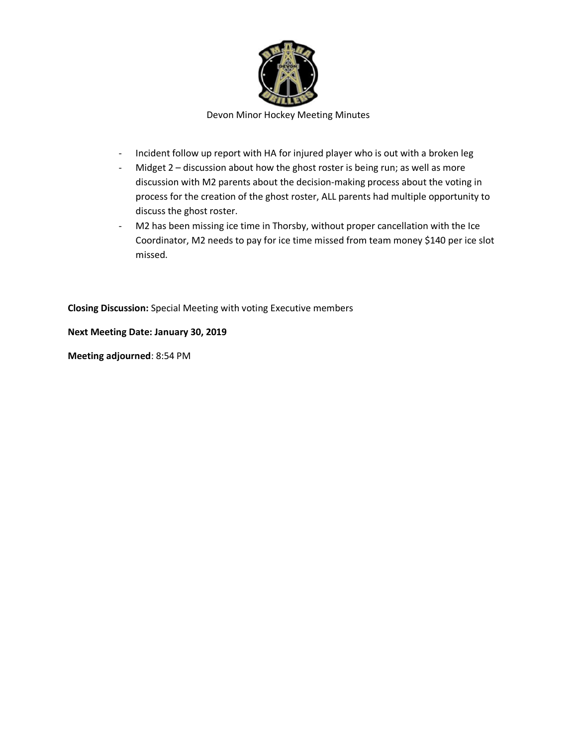- Incident follow up report with HA for injured player who is out with a broken leg
- Midget 2 – discussion about how the ghost roster is being run; as well as more discussion with M2 parents about the decision-making process about the voting in process for the creation of the ghost roster, ALL parents had multiple opportunity to discuss the ghost roster.
- M2 has been missing ice time in Thorsby, without proper cancellation with the Ice Coordinator, M2 needs to pay for ice time missed from team money $140 per ice slot missed.

**Closing Discussion:** Special Meeting with voting Executive members

**Next Meeting Date: January 30, 2019**

**Meeting adjourned**: 8:54 PM